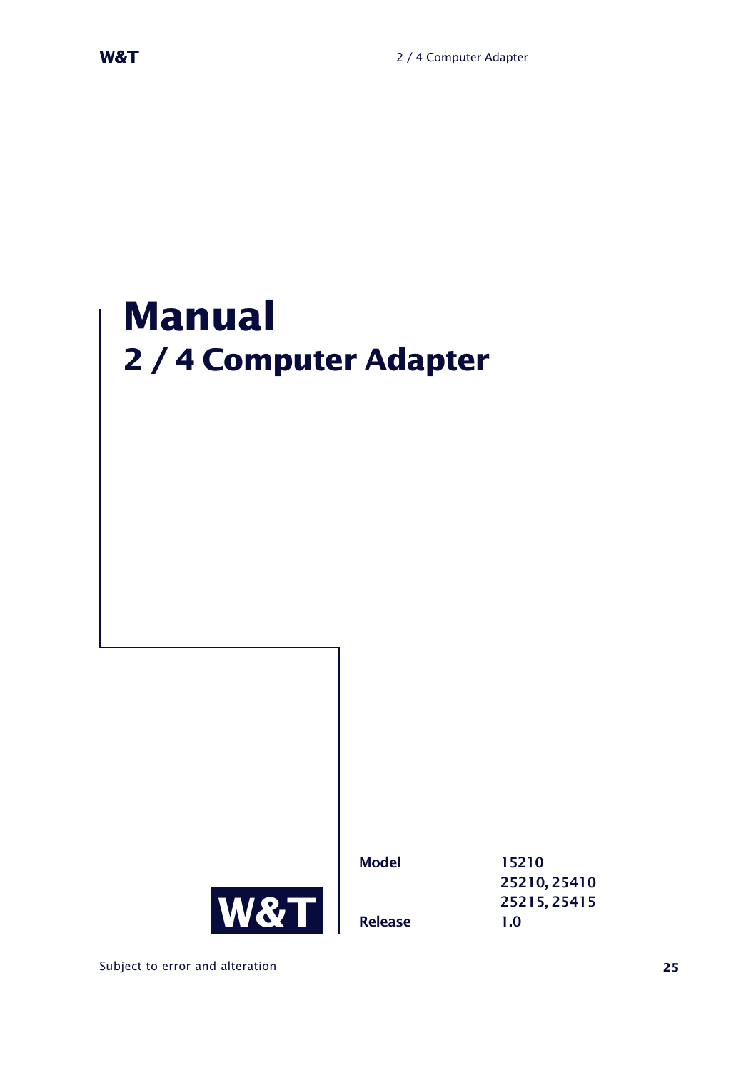# Manual
## 2 / 4 Computer Adapter

W&T

| | |
|---|---|
| **Model** | 15210<br>25210, 25410<br>25215, 25415 |
| **Release** | 1.0 |

Subject to error and alteration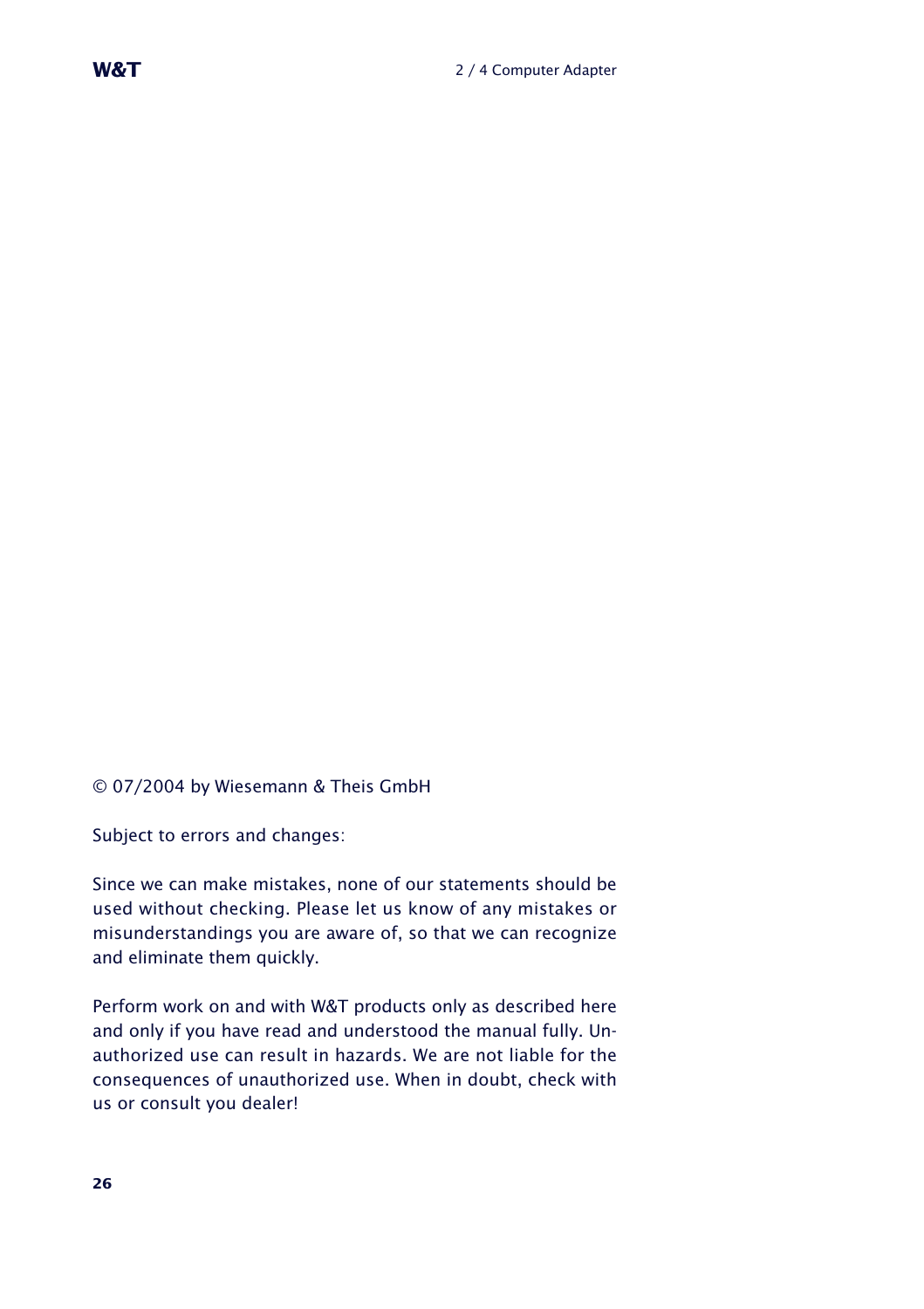© 07/2004 by Wiesemann & Theis GmbH

Subject to errors and changes:

Since we can make mistakes, none of our statements should be used without checking. Please let us know of any mistakes or misunderstandings you are aware of, so that we can recognize and eliminate them quickly.

Perform work on and with W&T products only as described here and only if you have read and understood the manual fully. Unauthorized use can result in hazards. We are not liable for the consequences of unauthorized use. When in doubt, check with us or consult you dealer!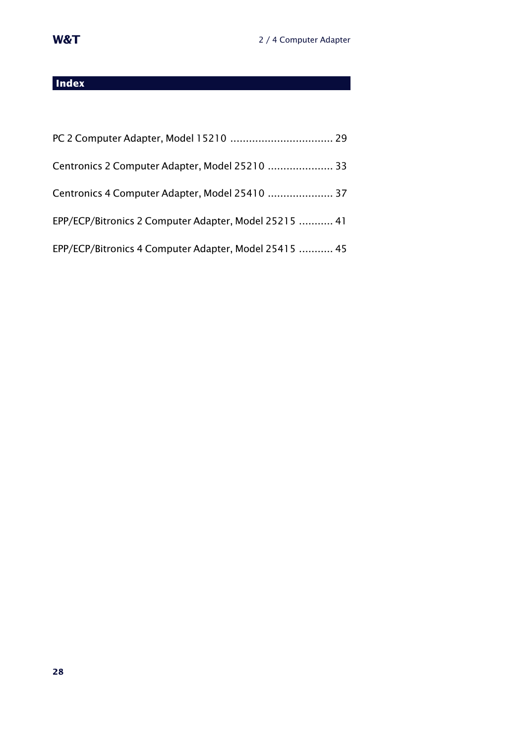## Index

PC 2 Computer Adapter, Model 15210 ................................. 29

Centronics 2 Computer Adapter, Model 25210 ..................... 33

Centronics 4 Computer Adapter, Model 25410 ..................... 37

EPP/ECP/Bitronics 2 Computer Adapter, Model 25215 ........... 41

EPP/ECP/Bitronics 4 Computer Adapter, Model 25415 ........... 45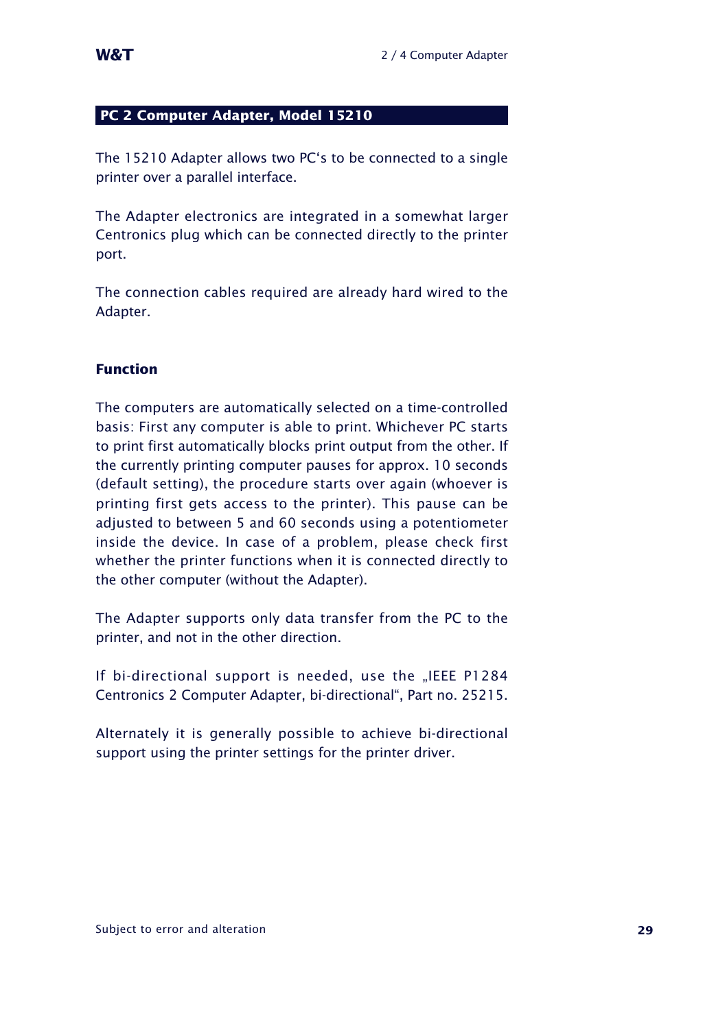## PC 2 Computer Adapter, Model 15210

The 15210 Adapter allows two PC's to be connected to a single printer over a parallel interface.

The Adapter electronics are integrated in a somewhat larger Centronics plug which can be connected directly to the printer port.

The connection cables required are already hard wired to the Adapter.

### Function

The computers are automatically selected on a time-controlled basis: First any computer is able to print. Whichever PC starts to print first automatically blocks print output from the other. If the currently printing computer pauses for approx. 10 seconds (default setting), the procedure starts over again (whoever is printing first gets access to the printer). This pause can be adjusted to between 5 and 60 seconds using a potentiometer inside the device. In case of a problem, please check first whether the printer functions when it is connected directly to the other computer (without the Adapter).

The Adapter supports only data transfer from the PC to the printer, and not in the other direction.

If bi-directional support is needed, use the „IEEE P1284 Centronics 2 Computer Adapter, bi-directional", Part no. 25215.

Alternately it is generally possible to achieve bi-directional support using the printer settings for the printer driver.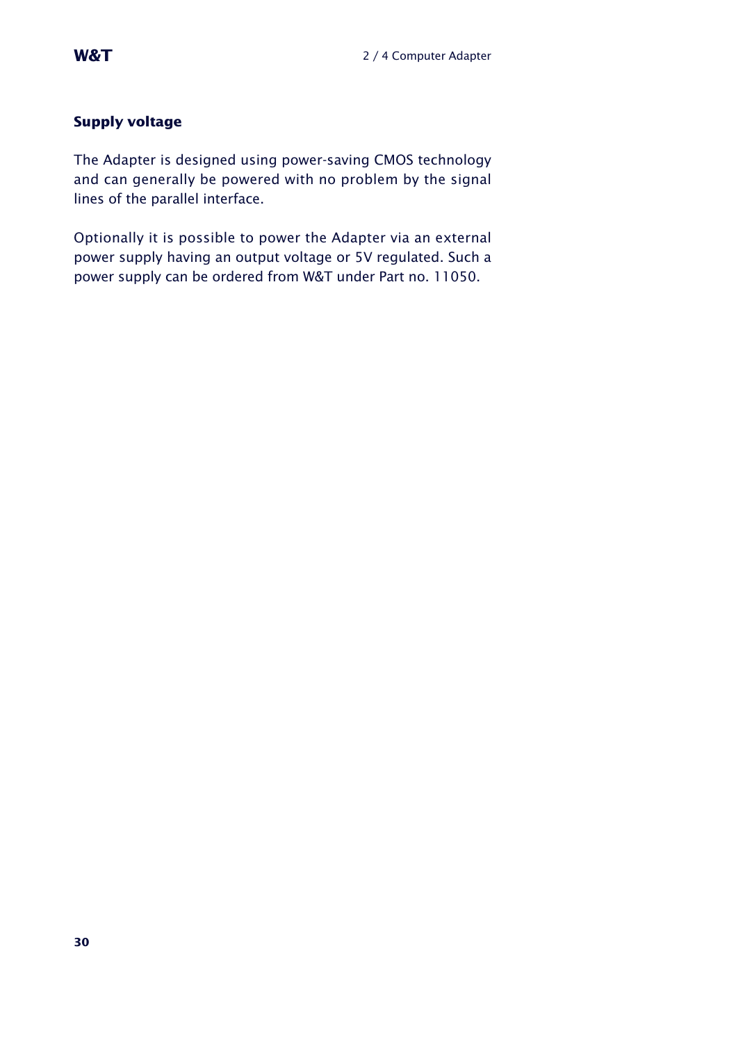## Supply voltage

The Adapter is designed using power-saving CMOS technology and can generally be powered with no problem by the signal lines of the parallel interface.

Optionally it is possible to power the Adapter via an external power supply having an output voltage or 5V regulated. Such a power supply can be ordered from W&T under Part no. 11050.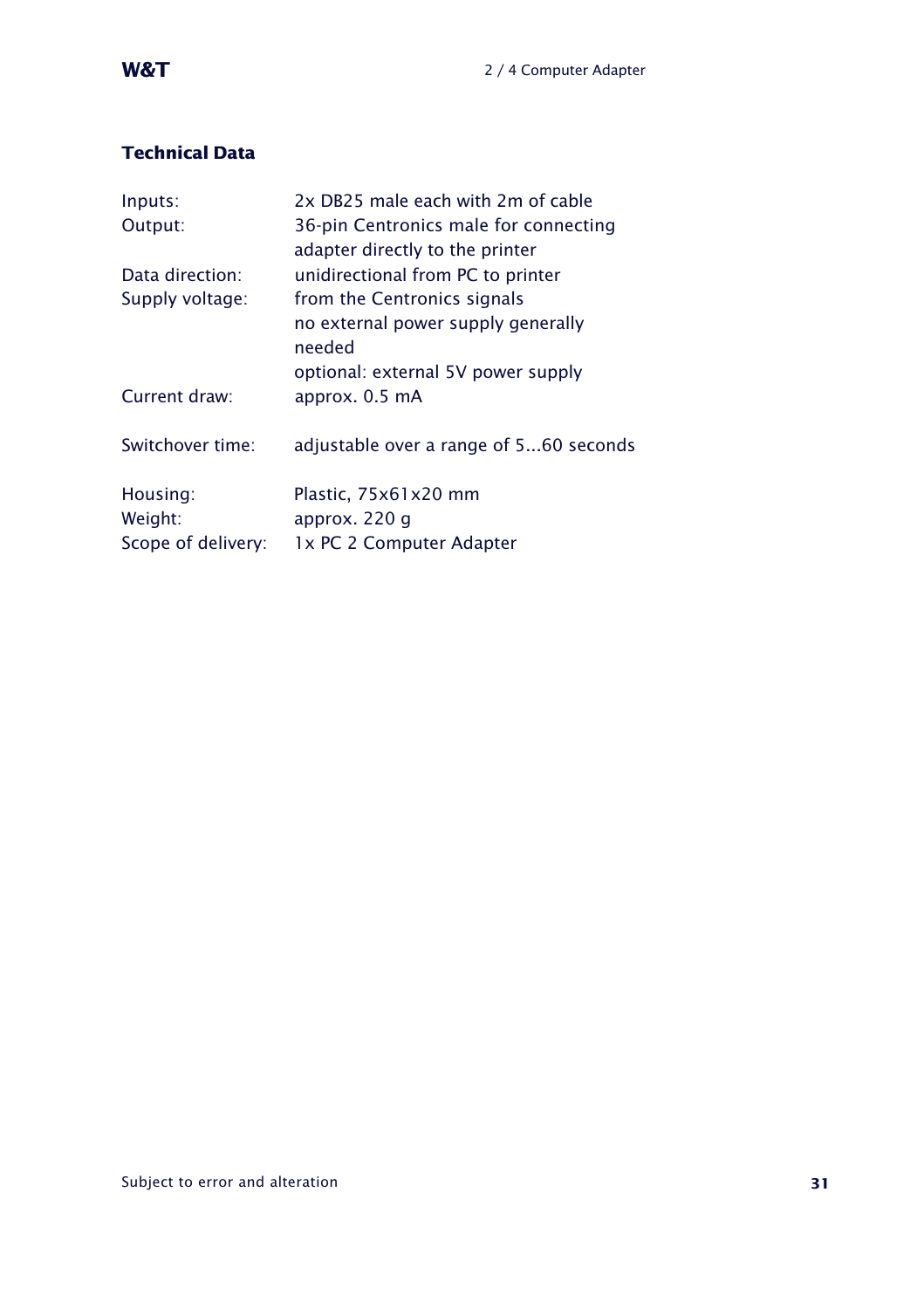## Technical Data

| | |
|---|---|
| Inputs: | 2x DB25 male each with 2m of cable |
| Output: | 36-pin Centronics male for connecting adapter directly to the printer |
| Data direction: | unidirectional from PC to printer |
| Supply voltage: | from the Centronics signals<br>no external power supply generally needed<br>optional: external 5V power supply |
| Current draw: | approx. 0.5 mA |
| Switchover time: | adjustable over a range of 5...60 seconds |
| Housing: | Plastic, 75x61x20 mm |
| Weight: | approx. 220 g |
| Scope of delivery: | 1x PC 2 Computer Adapter |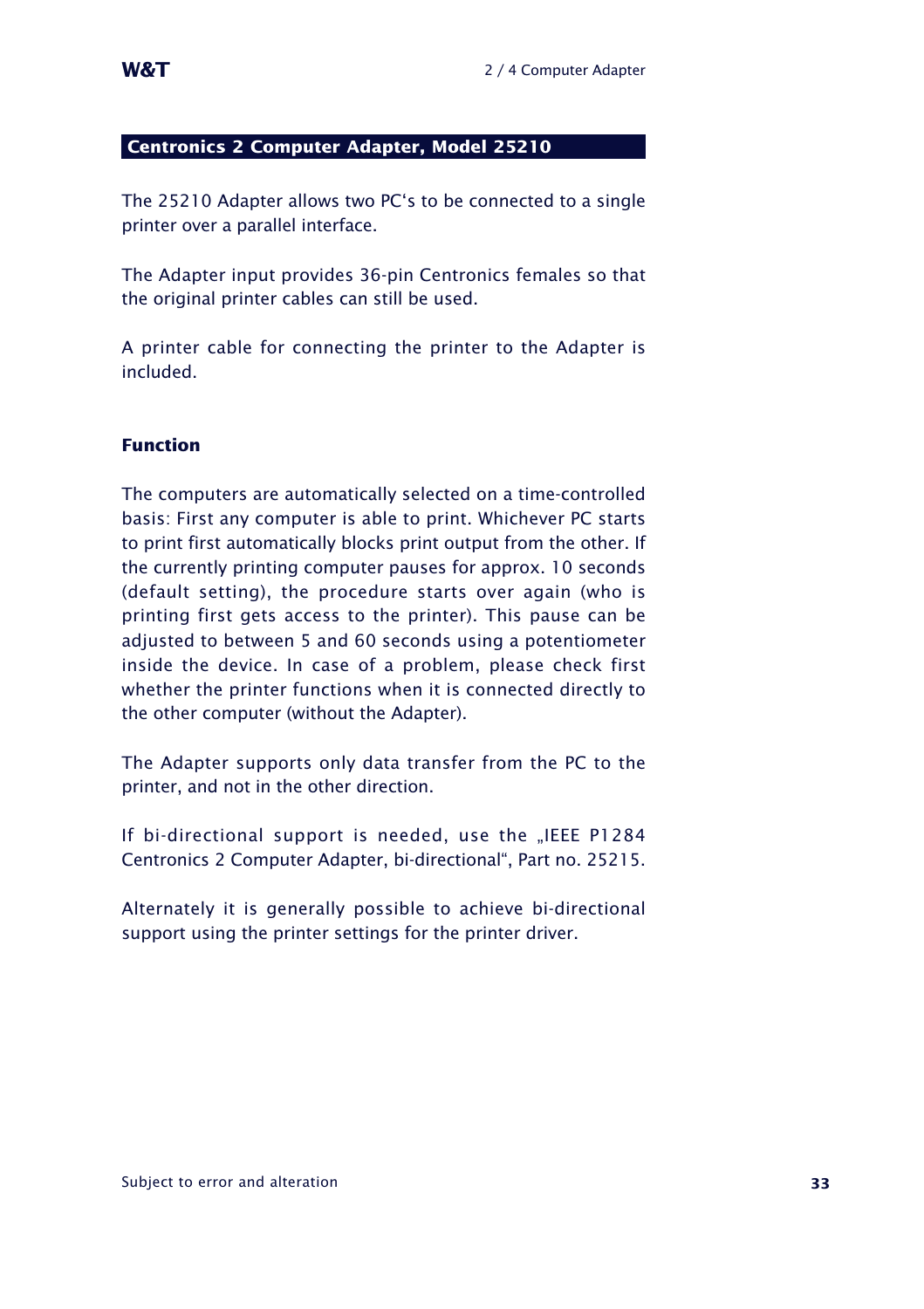## Centronics 2 Computer Adapter, Model 25210

The 25210 Adapter allows two PC's to be connected to a single printer over a parallel interface.

The Adapter input provides 36-pin Centronics females so that the original printer cables can still be used.

A printer cable for connecting the printer to the Adapter is included.

### Function

The computers are automatically selected on a time-controlled basis: First any computer is able to print. Whichever PC starts to print first automatically blocks print output from the other. If the currently printing computer pauses for approx. 10 seconds (default setting), the procedure starts over again (who is printing first gets access to the printer). This pause can be adjusted to between 5 and 60 seconds using a potentiometer inside the device. In case of a problem, please check first whether the printer functions when it is connected directly to the other computer (without the Adapter).

The Adapter supports only data transfer from the PC to the printer, and not in the other direction.

If bi-directional support is needed, use the „IEEE P1284 Centronics 2 Computer Adapter, bi-directional", Part no. 25215.

Alternately it is generally possible to achieve bi-directional support using the printer settings for the printer driver.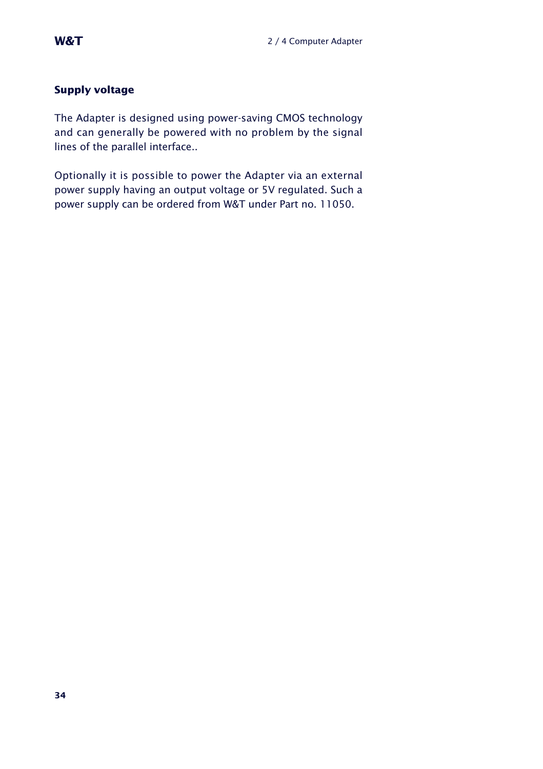## Supply voltage

The Adapter is designed using power-saving CMOS technology and can generally be powered with no problem by the signal lines of the parallel interface..

Optionally it is possible to power the Adapter via an external power supply having an output voltage or 5V regulated. Such a power supply can be ordered from W&T under Part no. 11050.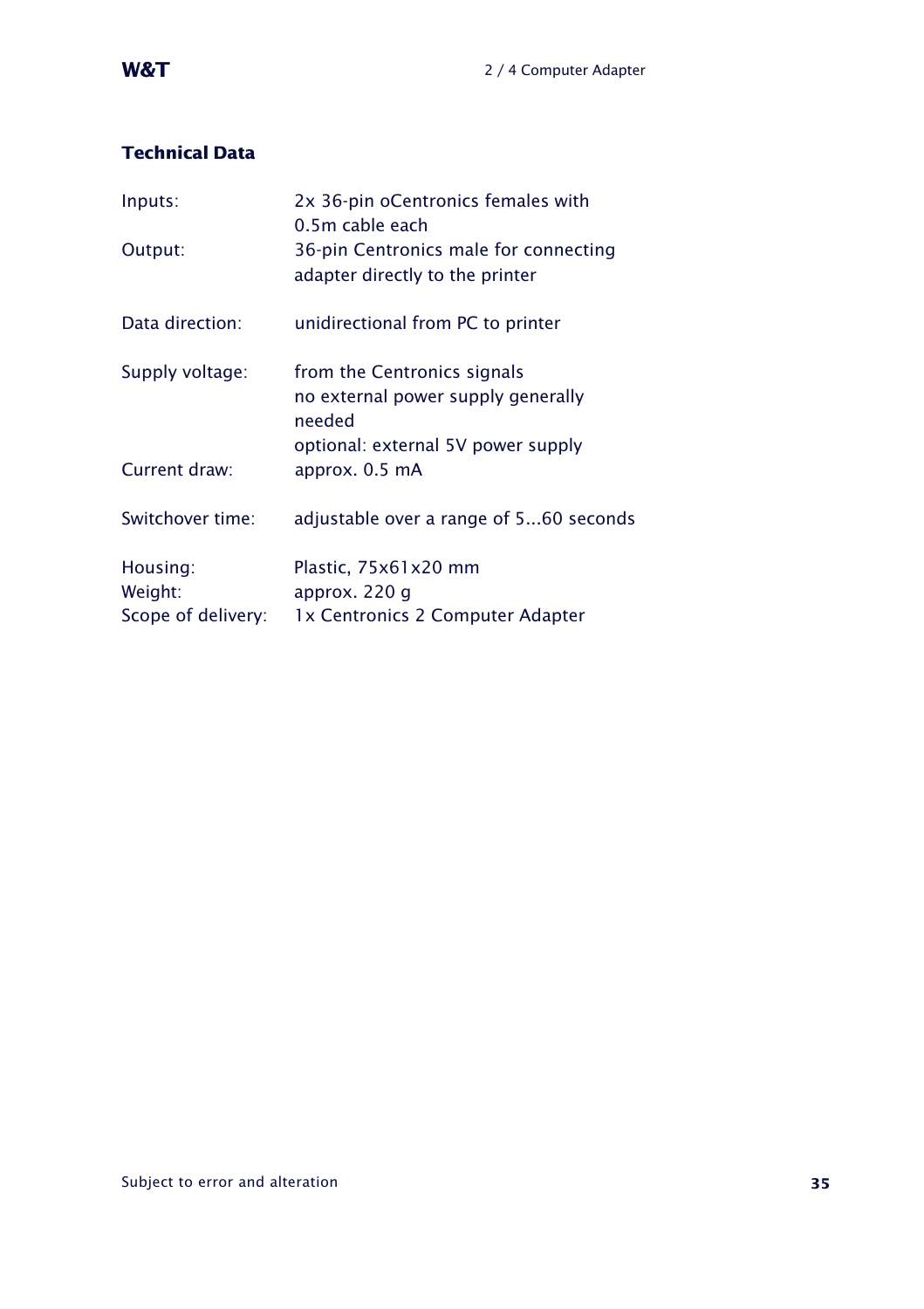## Technical Data

| | |
|---|---|
| Inputs: | 2x 36-pin oCentronics females with 0.5m cable each |
| Output: | 36-pin Centronics male for connecting adapter directly to the printer |
| Data direction: | unidirectional from PC to printer |
| Supply voltage: | from the Centronics signals<br>no external power supply generally needed<br>optional: external 5V power supply |
| Current draw: | approx. 0.5 mA |
| Switchover time: | adjustable over a range of 5...60 seconds |
| Housing: | Plastic, 75x61x20 mm |
| Weight: | approx. 220 g |
| Scope of delivery: | 1x Centronics 2 Computer Adapter |

Subject to error and alteration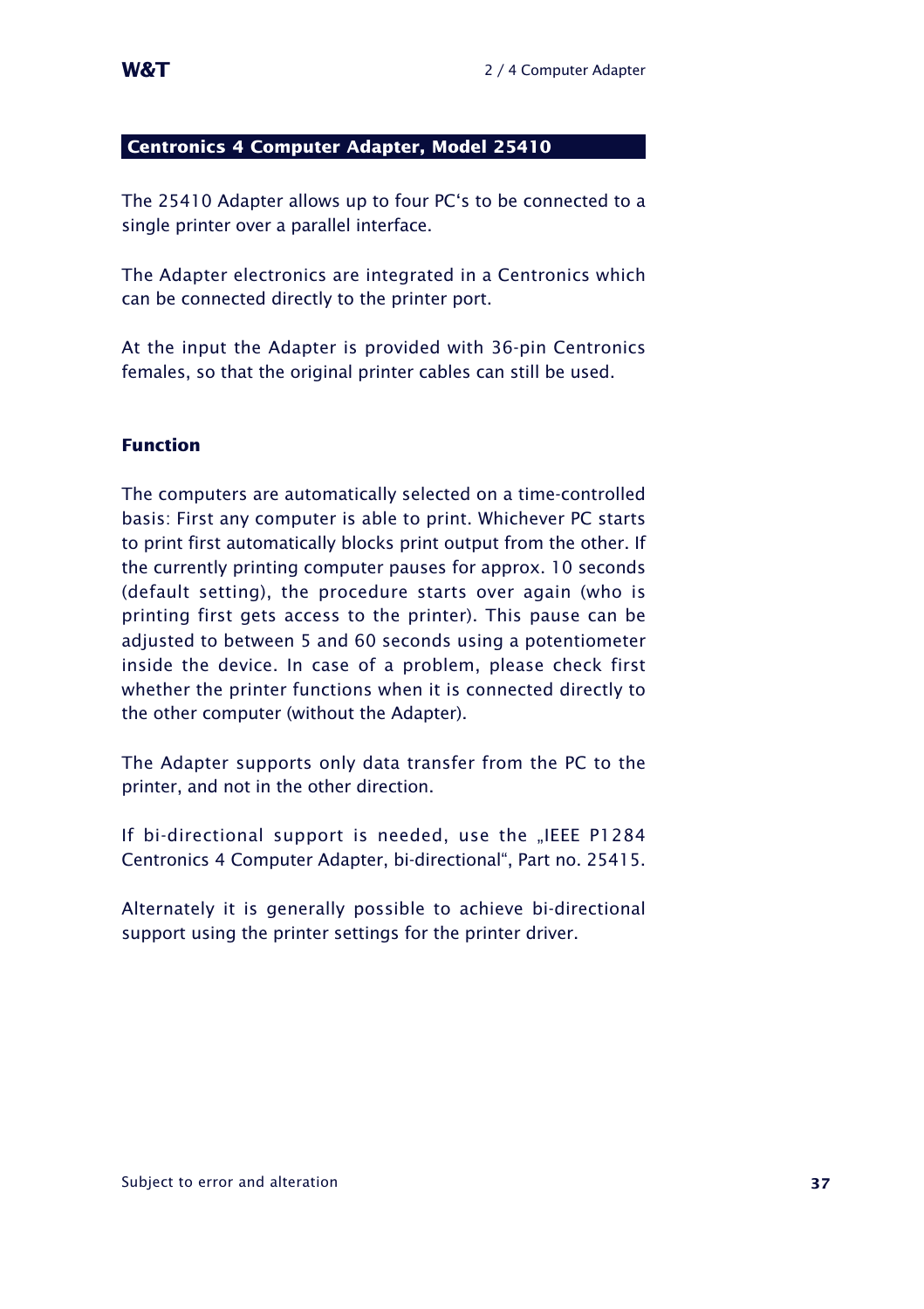## Centronics 4 Computer Adapter, Model 25410

The 25410 Adapter allows up to four PC's to be connected to a single printer over a parallel interface.

The Adapter electronics are integrated in a Centronics which can be connected directly to the printer port.

At the input the Adapter is provided with 36-pin Centronics females, so that the original printer cables can still be used.

### Function

The computers are automatically selected on a time-controlled basis: First any computer is able to print. Whichever PC starts to print first automatically blocks print output from the other. If the currently printing computer pauses for approx. 10 seconds (default setting), the procedure starts over again (who is printing first gets access to the printer). This pause can be adjusted to between 5 and 60 seconds using a potentiometer inside the device. In case of a problem, please check first whether the printer functions when it is connected directly to the other computer (without the Adapter).

The Adapter supports only data transfer from the PC to the printer, and not in the other direction.

If bi-directional support is needed, use the „IEEE P1284 Centronics 4 Computer Adapter, bi-directional", Part no. 25415.

Alternately it is generally possible to achieve bi-directional support using the printer settings for the printer driver.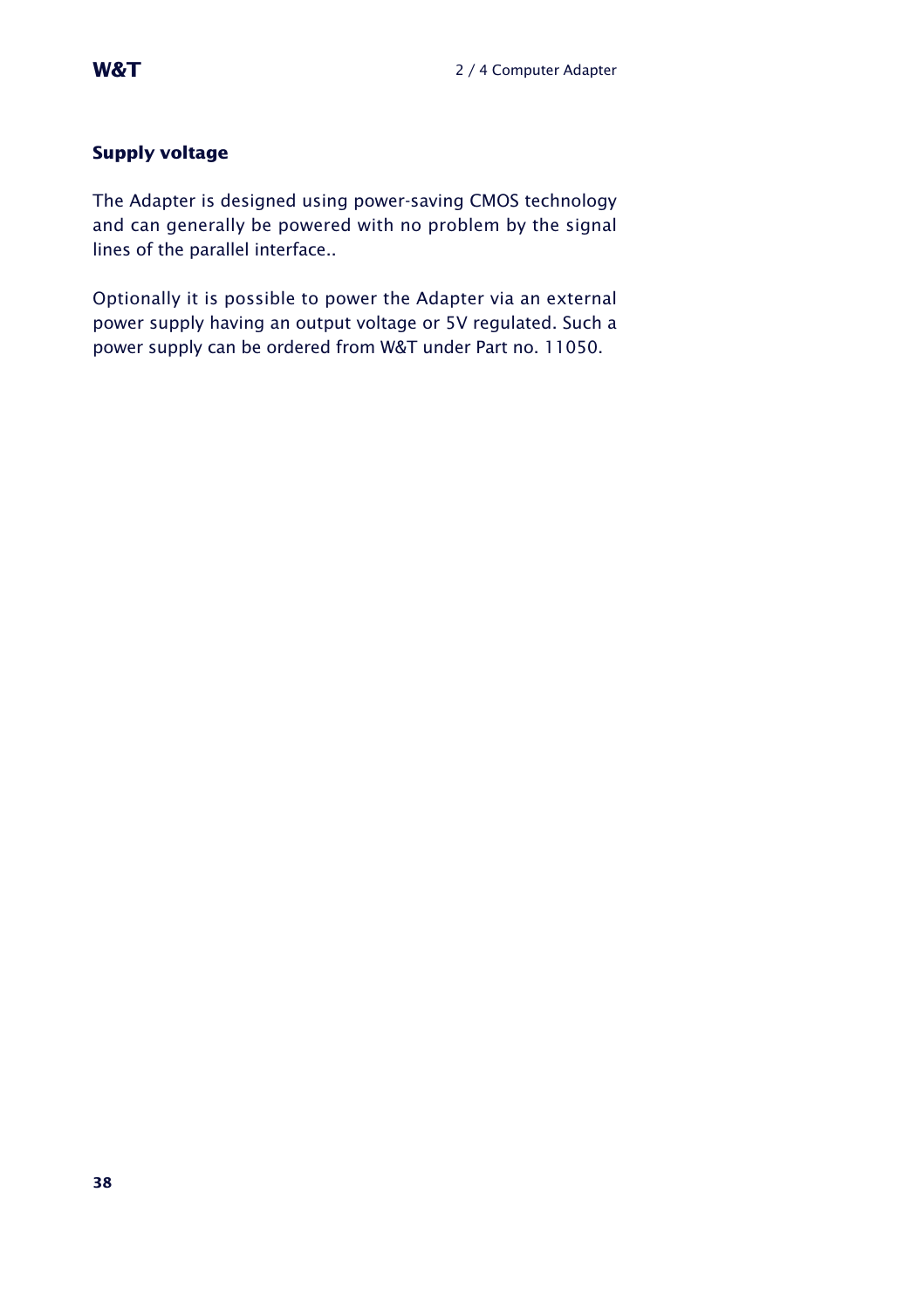## Supply voltage

The Adapter is designed using power-saving CMOS technology and can generally be powered with no problem by the signal lines of the parallel interface..

Optionally it is possible to power the Adapter via an external power supply having an output voltage or 5V regulated. Such a power supply can be ordered from W&T under Part no. 11050.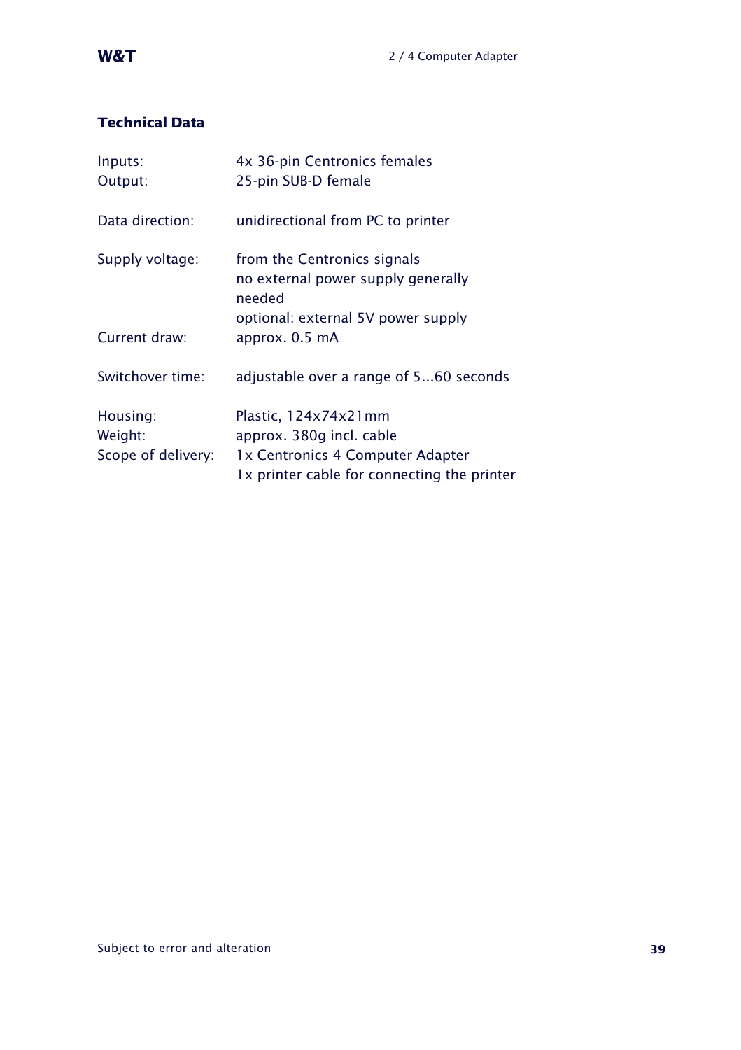## Technical Data

| | |
|---|---|
| Inputs: | 4x 36-pin Centronics females |
| Output: | 25-pin SUB-D female |
| Data direction: | unidirectional from PC to printer |
| Supply voltage: | from the Centronics signals<br>no external power supply generally needed<br>optional: external 5V power supply |
| Current draw: | approx. 0.5 mA |
| Switchover time: | adjustable over a range of 5...60 seconds |
| Housing: | Plastic, 124x74x21mm |
| Weight: | approx. 380g incl. cable |
| Scope of delivery: | 1x Centronics 4 Computer Adapter<br>1x printer cable for connecting the printer |

Subject to error and alteration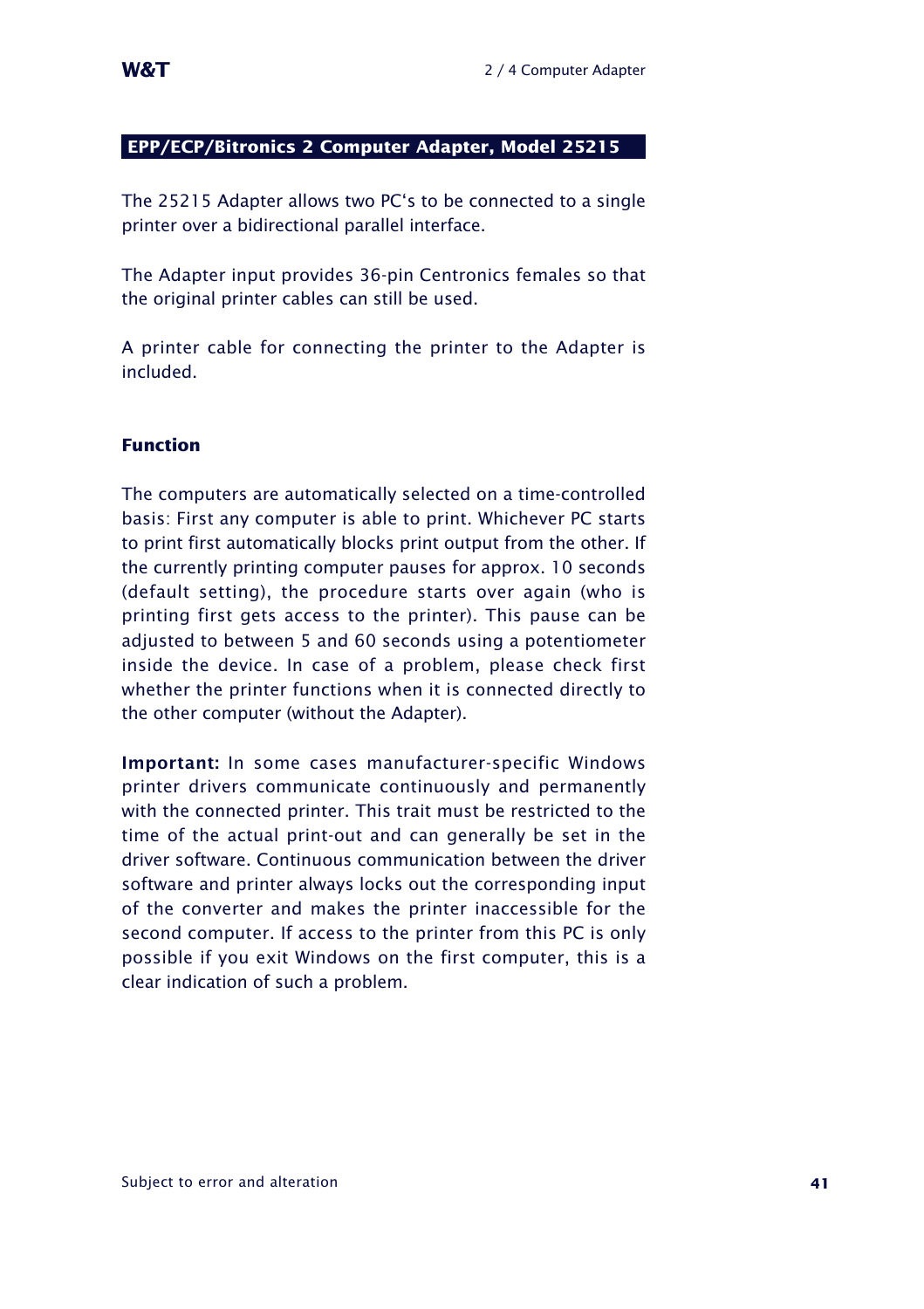## EPP/ECP/Bitronics 2 Computer Adapter, Model 25215

The 25215 Adapter allows two PC's to be connected to a single printer over a bidirectional parallel interface.

The Adapter input provides 36-pin Centronics females so that the original printer cables can still be used.

A printer cable for connecting the printer to the Adapter is included.

### Function

The computers are automatically selected on a time-controlled basis: First any computer is able to print. Whichever PC starts to print first automatically blocks print output from the other. If the currently printing computer pauses for approx. 10 seconds (default setting), the procedure starts over again (who is printing first gets access to the printer). This pause can be adjusted to between 5 and 60 seconds using a potentiometer inside the device. In case of a problem, please check first whether the printer functions when it is connected directly to the other computer (without the Adapter).

**Important:** In some cases manufacturer-specific Windows printer drivers communicate continuously and permanently with the connected printer. This trait must be restricted to the time of the actual print-out and can generally be set in the driver software. Continuous communication between the driver software and printer always locks out the corresponding input of the converter and makes the printer inaccessible for the second computer. If access to the printer from this PC is only possible if you exit Windows on the first computer, this is a clear indication of such a problem.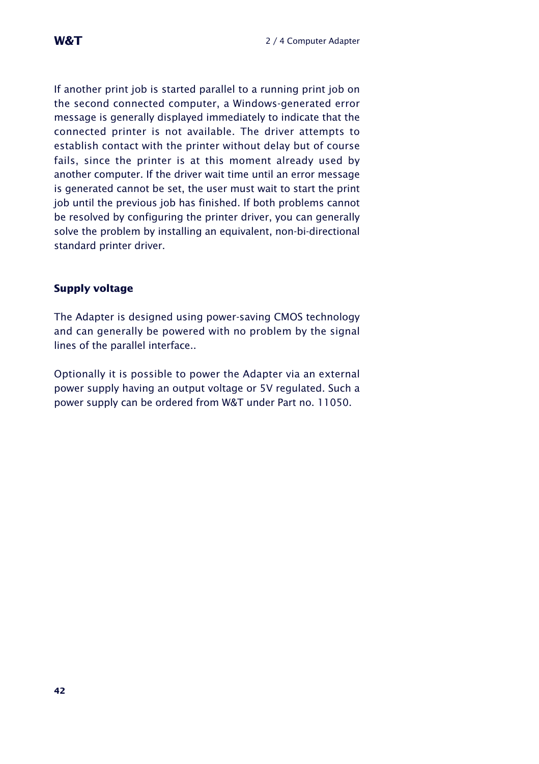If another print job is started parallel to a running print job on the second connected computer, a Windows-generated error message is generally displayed immediately to indicate that the connected printer is not available. The driver attempts to establish contact with the printer without delay but of course fails, since the printer is at this moment already used by another computer. If the driver wait time until an error message is generated cannot be set, the user must wait to start the print job until the previous job has finished. If both problems cannot be resolved by configuring the printer driver, you can generally solve the problem by installing an equivalent, non-bi-directional standard printer driver.

### Supply voltage

The Adapter is designed using power-saving CMOS technology and can generally be powered with no problem by the signal lines of the parallel interface..

Optionally it is possible to power the Adapter via an external power supply having an output voltage or 5V regulated. Such a power supply can be ordered from W&T under Part no. 11050.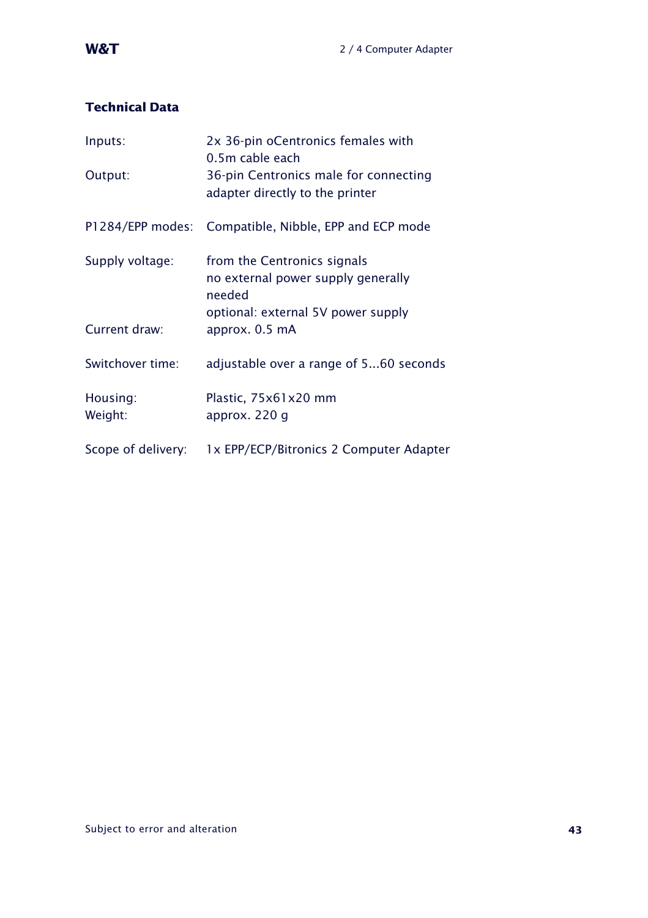## Technical Data

| | |
|---|---|
| Inputs: | 2x 36-pin oCentronics females with 0.5m cable each |
| Output: | 36-pin Centronics male for connecting adapter directly to the printer |
| P1284/EPP modes: | Compatible, Nibble, EPP and ECP mode |
| Supply voltage: | from the Centronics signals<br>no external power supply generally needed<br>optional: external 5V power supply |
| Current draw: | approx. 0.5 mA |
| Switchover time: | adjustable over a range of 5...60 seconds |
| Housing: | Plastic, 75x61x20 mm |
| Weight: | approx. 220 g |
| Scope of delivery: | 1x EPP/ECP/Bitronics 2 Computer Adapter |

Subject to error and alteration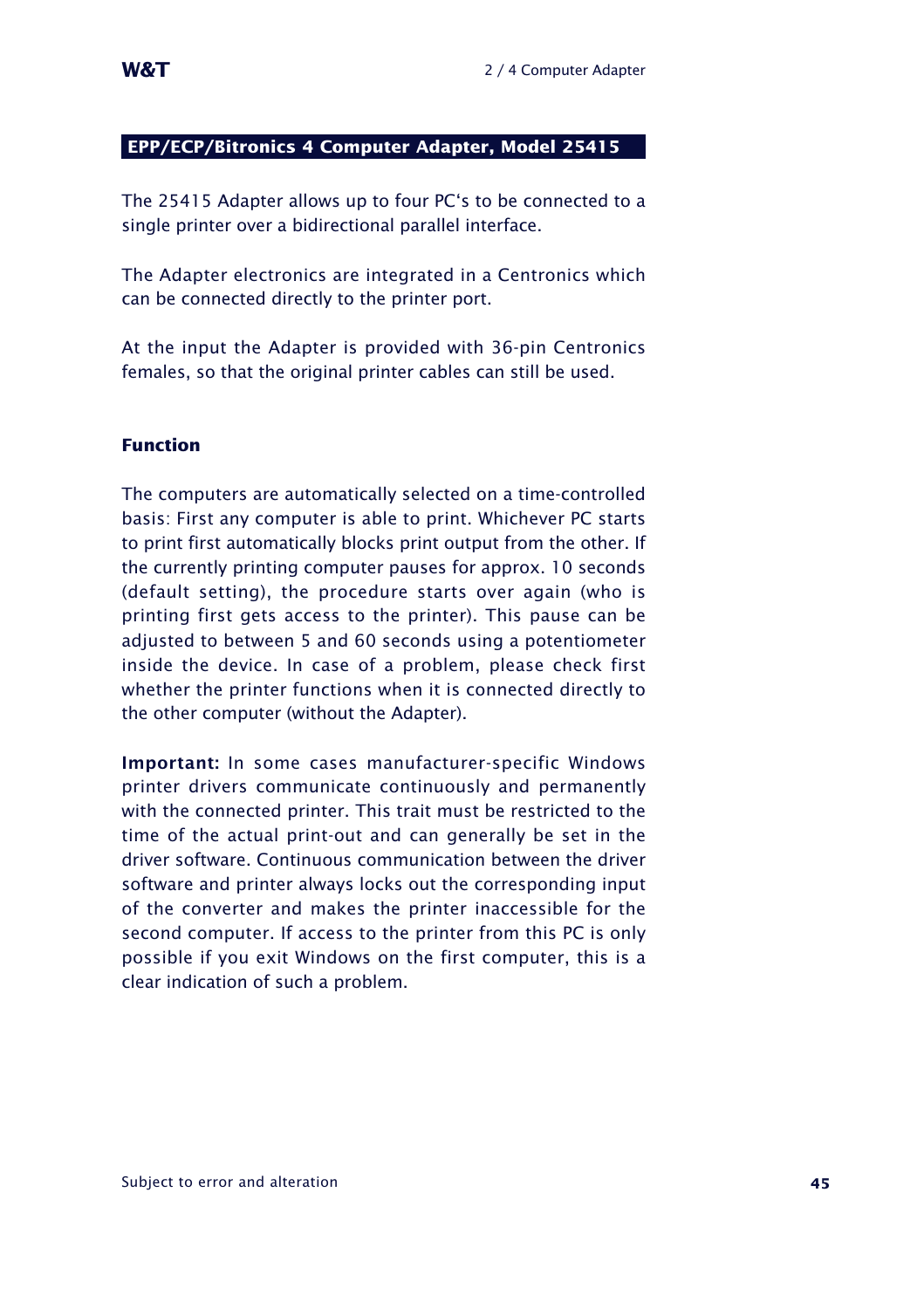## EPP/ECP/Bitronics 4 Computer Adapter, Model 25415

The 25415 Adapter allows up to four PC's to be connected to a single printer over a bidirectional parallel interface.

The Adapter electronics are integrated in a Centronics which can be connected directly to the printer port.

At the input the Adapter is provided with 36-pin Centronics females, so that the original printer cables can still be used.

### Function

The computers are automatically selected on a time-controlled basis: First any computer is able to print. Whichever PC starts to print first automatically blocks print output from the other. If the currently printing computer pauses for approx. 10 seconds (default setting), the procedure starts over again (who is printing first gets access to the printer). This pause can be adjusted to between 5 and 60 seconds using a potentiometer inside the device. In case of a problem, please check first whether the printer functions when it is connected directly to the other computer (without the Adapter).

**Important:** In some cases manufacturer-specific Windows printer drivers communicate continuously and permanently with the connected printer. This trait must be restricted to the time of the actual print-out and can generally be set in the driver software. Continuous communication between the driver software and printer always locks out the corresponding input of the converter and makes the printer inaccessible for the second computer. If access to the printer from this PC is only possible if you exit Windows on the first computer, this is a clear indication of such a problem.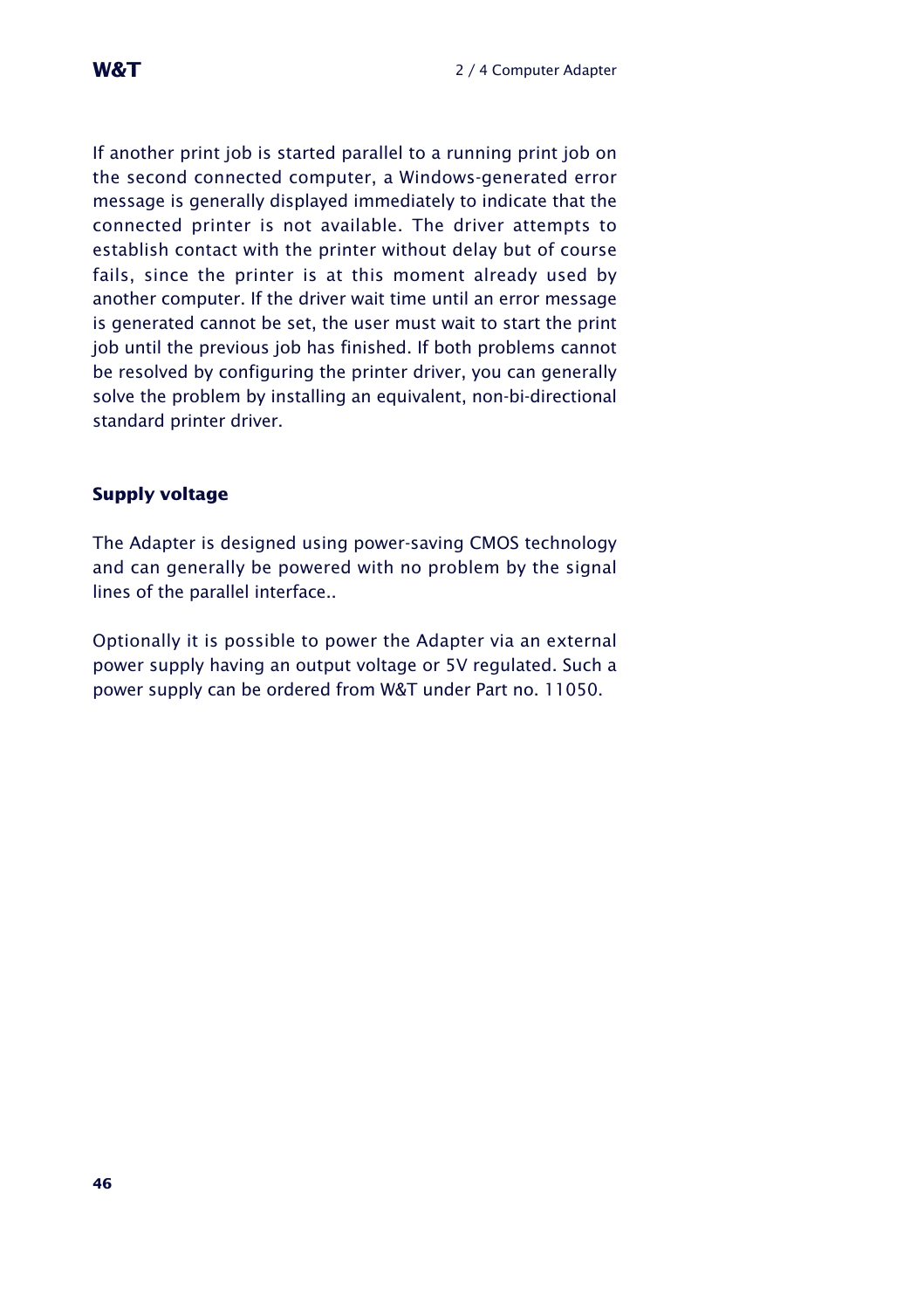If another print job is started parallel to a running print job on the second connected computer, a Windows-generated error message is generally displayed immediately to indicate that the connected printer is not available. The driver attempts to establish contact with the printer without delay but of course fails, since the printer is at this moment already used by another computer. If the driver wait time until an error message is generated cannot be set, the user must wait to start the print job until the previous job has finished. If both problems cannot be resolved by configuring the printer driver, you can generally solve the problem by installing an equivalent, non-bi-directional standard printer driver.

## Supply voltage

The Adapter is designed using power-saving CMOS technology and can generally be powered with no problem by the signal lines of the parallel interface..

Optionally it is possible to power the Adapter via an external power supply having an output voltage or 5V regulated. Such a power supply can be ordered from W&T under Part no. 11050.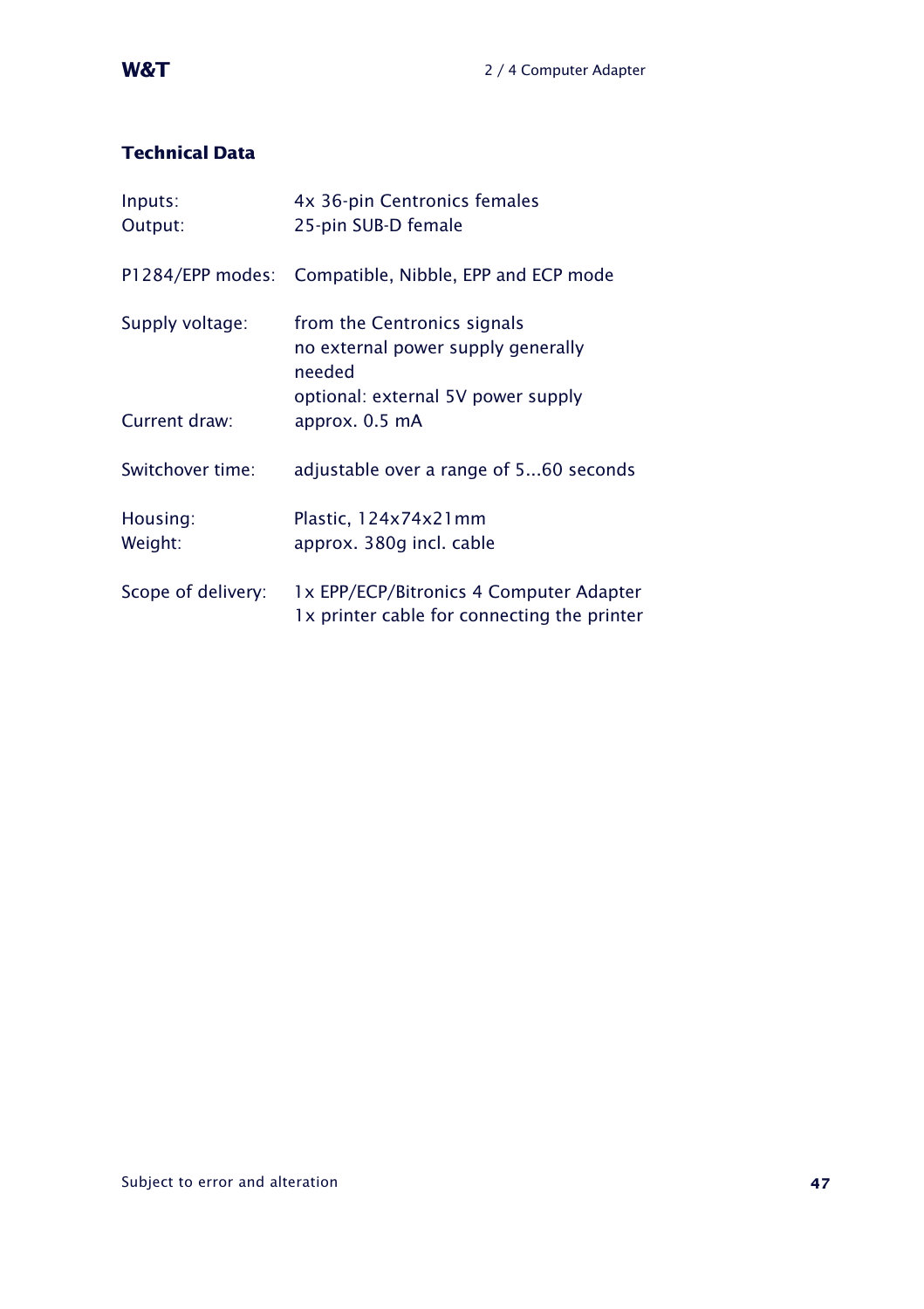## Technical Data

| | |
|---|---|
| Inputs: | 4x 36-pin Centronics females |
| Output: | 25-pin SUB-D female |
| P1284/EPP modes: | Compatible, Nibble, EPP and ECP mode |
| Supply voltage: | from the Centronics signals<br>no external power supply generally needed<br>optional: external 5V power supply |
| Current draw: | approx. 0.5 mA |
| Switchover time: | adjustable over a range of 5...60 seconds |
| Housing: | Plastic, 124x74x21mm |
| Weight: | approx. 380g incl. cable |
| Scope of delivery: | 1x EPP/ECP/Bitronics 4 Computer Adapter<br>1x printer cable for connecting the printer |

Subject to error and alteration